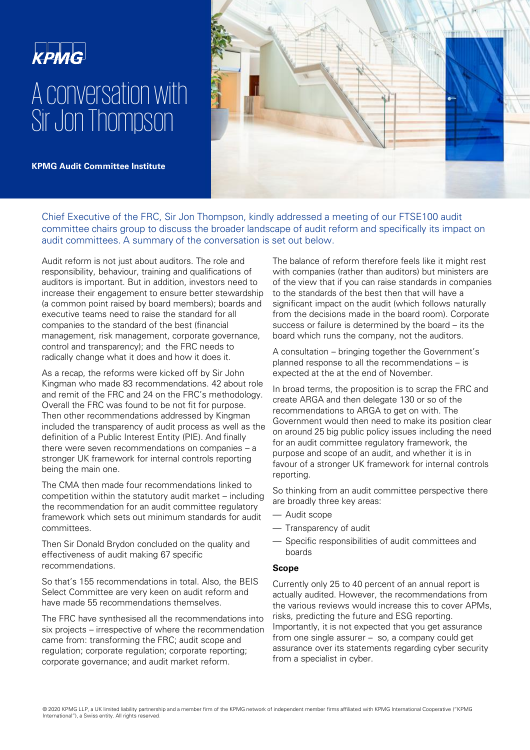KPMG

# A conversation with Sir Jon Thompson

**KPMG Audit Committee Institute**

Chief Executive of the FRC, Sir Jon Thompson, kindly addressed a meeting of our FTSE100 audit committee chairs group to discuss the broader landscape of audit reform and specifically its impact on audit committees. A summary of the conversation is set out below.

Audit reform is not just about auditors. The role and responsibility, behaviour, training and qualifications of auditors is important. But in addition, investors need to increase their engagement to ensure better stewardship (a common point raised by board members); boards and executive teams need to raise the standard for all companies to the standard of the best (financial management, risk management, corporate governance, control and transparency); and the FRC needs to radically change what it does and how it does it.

As a recap, the reforms were kicked off by Sir John Kingman who made 83 recommendations. 42 about role and remit of the FRC and 24 on the FRC's methodology. Overall the FRC was found to be not fit for purpose. Then other recommendations addressed by Kingman included the transparency of audit process as well as the definition of a Public Interest Entity (PIE). And finally there were seven recommendations on companies – a stronger UK framework for internal controls reporting being the main one.

The CMA then made four recommendations linked to competition within the statutory audit market – including the recommendation for an audit committee regulatory framework which sets out minimum standards for audit committees.

Then Sir Donald Brydon concluded on the quality and effectiveness of audit making 67 specific recommendations.

So that's 155 recommendations in total. Also, the BEIS Select Committee are very keen on audit reform and have made 55 recommendations themselves.

The FRC have synthesised all the recommendations into six projects – irrespective of where the recommendation came from: transforming the FRC; audit scope and regulation; corporate regulation; corporate reporting; corporate governance; and audit market reform.

The balance of reform therefore feels like it might rest with companies (rather than auditors) but ministers are of the view that if you can raise standards in companies to the standards of the best then that will have a significant impact on the audit (which follows naturally from the decisions made in the board room). Corporate success or failure is determined by the board – its the board which runs the company, not the auditors.

A consultation – bringing together the Government's planned response to all the recommendations – is expected at the at the end of November.

In broad terms, the proposition is to scrap the FRC and create ARGA and then delegate 130 or so of the recommendations to ARGA to get on with. The Government would then need to make its position clear on around 25 big public policy issues including the need for an audit committee regulatory framework, the purpose and scope of an audit, and whether it is in favour of a stronger UK framework for internal controls reporting.

So thinking from an audit committee perspective there are broadly three key areas:

- Audit scope
- Transparency of audit
- Specific responsibilities of audit committees and boards

**Scope**

Currently only 25 to 40 percent of an annual report is actually audited. However, the recommendations from the various reviews would increase this to cover APMs, risks, predicting the future and ESG reporting. Importantly, it is not expected that you get assurance from one single assurer – so, a company could get assurance over its statements regarding cyber security from a specialist in cyber.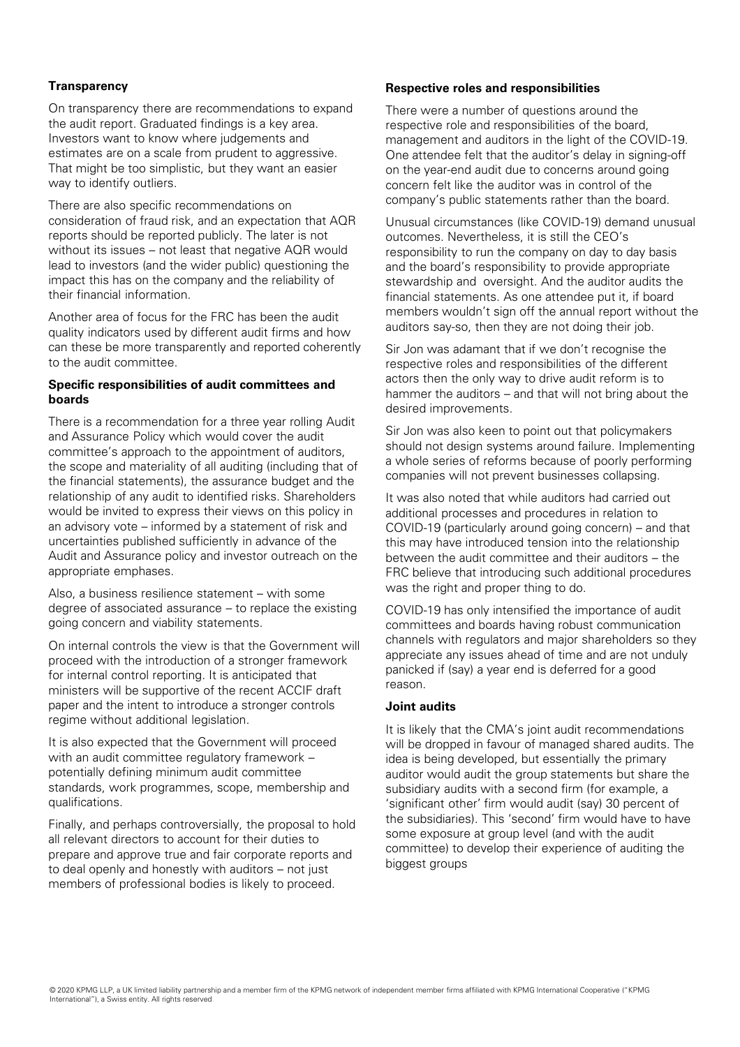**Transparency**

On transparency there are recommendations to expand the audit report. Graduated findings is a key area. Investors want to know where judgements and estimates are on a scale from prudent to aggressive. That might be too simplistic, but they want an easier way to identify outliers.

There are also specific recommendations on consideration of fraud risk, and an expectation that AQR reports should be reported publicly. The later is not without its issues – not least that negative AQR would lead to investors (and the wider public) questioning the impact this has on the company and the reliability of their financial information.

Another area of focus for the FRC has been the audit quality indicators used by different audit firms and how can these be more transparently and reported coherently to the audit committee.

**Specific responsibilities of audit committees and boards**

There is a recommendation for a three year rolling Audit and Assurance Policy which would cover the audit committee's approach to the appointment of auditors, the scope and materiality of all auditing (including that of the financial statements), the assurance budget and the relationship of any audit to identified risks. Shareholders would be invited to express their views on this policy in an advisory vote – informed by a statement of risk and uncertainties published sufficiently in advance of the Audit and Assurance policy and investor outreach on the appropriate emphases.

Also, a business resilience statement – with some degree of associated assurance – to replace the existing going concern and viability statements.

On internal controls the view is that the Government will proceed with the introduction of a stronger framework for internal control reporting. It is anticipated that ministers will be supportive of the recent ACCIF draft paper and the intent to introduce a stronger controls regime without additional legislation.

It is also expected that the Government will proceed with an audit committee regulatory framework – potentially defining minimum audit committee standards, work programmes, scope, membership and qualifications.

Finally, and perhaps controversially, the proposal to hold all relevant directors to account for their duties to prepare and approve true and fair corporate reports and to deal openly and honestly with auditors – not just members of professional bodies is likely to proceed.

**Respective roles and responsibilities**

There were a number of questions around the respective role and responsibilities of the board, management and auditors in the light of the COVID-19. One attendee felt that the auditor's delay in signing-off on the year-end audit due to concerns around going concern felt like the auditor was in control of the company's public statements rather than the board.

Unusual circumstances (like COVID-19) demand unusual outcomes. Nevertheless, it is still the CEO's responsibility to run the company on day to day basis and the board's responsibility to provide appropriate stewardship and oversight. And the auditor audits the financial statements. As one attendee put it, if board members wouldn't sign off the annual report without the auditors say-so, then they are not doing their job.

Sir Jon was adamant that if we don't recognise the respective roles and responsibilities of the different actors then the only way to drive audit reform is to hammer the auditors – and that will not bring about the desired improvements.

Sir Jon was also keen to point out that policymakers should not design systems around failure. Implementing a whole series of reforms because of poorly performing companies will not prevent businesses collapsing.

It was also noted that while auditors had carried out additional processes and procedures in relation to COVID-19 (particularly around going concern) – and that this may have introduced tension into the relationship between the audit committee and their auditors – the FRC believe that introducing such additional procedures was the right and proper thing to do.

COVID-19 has only intensified the importance of audit committees and boards having robust communication channels with regulators and major shareholders so they appreciate any issues ahead of time and are not unduly panicked if (say) a year end is deferred for a good reason.

**Joint audits**

It is likely that the CMA's joint audit recommendations will be dropped in favour of managed shared audits. The idea is being developed, but essentially the primary auditor would audit the group statements but share the subsidiary audits with a second firm (for example, a 'significant other' firm would audit (say) 30 percent of the subsidiaries). This 'second' firm would have to have some exposure at group level (and with the audit committee) to develop their experience of auditing the biggest groups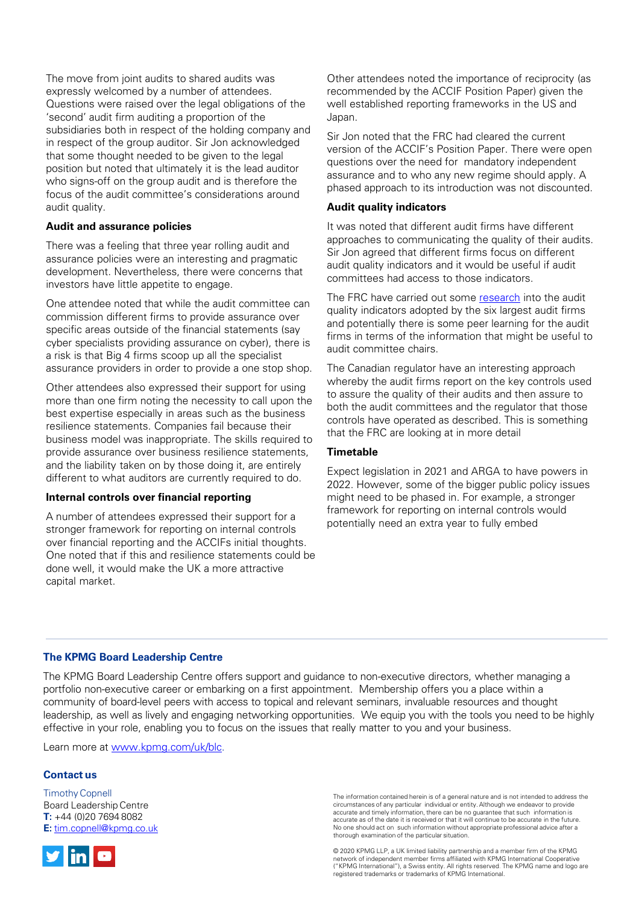The move from joint audits to shared audits was expressly welcomed by a number of attendees. Questions were raised over the legal obligations of the 'second' audit firm auditing a proportion of the subsidiaries both in respect of the holding company and in respect of the group auditor. Sir Jon acknowledged that some thought needed to be given to the legal position but noted that ultimately it is the lead auditor who signs-off on the group audit and is therefore the focus of the audit committee's considerations around audit quality.

**Audit and assurance policies**

There was a feeling that three year rolling audit and assurance policies were an interesting and pragmatic development. Nevertheless, there were concerns that investors have little appetite to engage.

One attendee noted that while the audit committee can commission different firms to provide assurance over specific areas outside of the financial statements (say cyber specialists providing assurance on cyber), there is a risk is that Big 4 firms scoop up all the specialist assurance providers in order to provide a one stop shop.

Other attendees also expressed their support for using more than one firm noting the necessity to call upon the best expertise especially in areas such as the business resilience statements. Companies fail because their business model was inappropriate. The skills required to provide assurance over business resilience statements, and the liability taken on by those doing it, are entirely different to what auditors are currently required to do.

**Internal controls over financial reporting**

A number of attendees expressed their support for a stronger framework for reporting on internal controls over financial reporting and the ACCIFs initial thoughts. One noted that if this and resilience statements could be done well, it would make the UK a more attractive capital market.

Other attendees noted the importance of reciprocity (as recommended by the ACCIF Position Paper) given the well established reporting frameworks in the US and Japan.

Sir Jon noted that the FRC had cleared the current version of the ACCIF's Position Paper. There were open questions over the need for mandatory independent assurance and to who any new regime should apply. A phased approach to its introduction was not discounted.

**Audit quality indicators**

It was noted that different audit firms have different approaches to communicating the quality of their audits. Sir Jon agreed that different firms focus on different audit quality indicators and it would be useful if audit committees had access to those indicators.

The FRC have carried out some research into the audit quality indicators adopted by the six largest audit firms and potentially there is some peer learning for the audit firms in terms of the information that might be useful to audit committee chairs.

The Canadian regulator have an interesting approach whereby the audit firms report on the key controls used to assure the quality of their audits and then assure to both the audit committees and the regulator that those controls have operated as described. This is something that the FRC are looking at in more detail

**Timetable**

Expect legislation in 2021 and ARGA to have powers in 2022. However, some of the bigger public policy issues might need to be phased in. For example, a stronger framework for reporting on internal controls would potentially need an extra year to fully embed

**The KPMG Board Leadership Centre**

The KPMG Board Leadership Centre offers support and guidance to non-executive directors, whether managing a portfolio non-executive career or embarking on a first appointment. Membership offers you a place within a community of board-level peers with access to topical and relevant seminars, invaluable resources and thought leadership, as well as lively and engaging networking opportunities. We equip you with the tools you need to be highly effective in your role, enabling you to focus on the issues that really matter to you and your business.

Learn more at www.kpmg.com/uk/blc.

**Contact us**

Timothy Copnell
Board Leadership Centre
**T:** +44 (0)20 7694 8082
**E:** tim.copnell@kpmg.co.uk

The information contained herein is of a general nature and is not intended to address the circumstances of any particular individual or entity. Although we endeavor to provide accurate and timely information, there can be no guarantee that such information is accurate as of the date it is received or that it will continue to be accurate in the future. No one should act on such information without appropriate professional advice after a thorough examination of the particular situation.

© 2020 KPMG LLP, a UK limited liability partnership and a member firm of the KPMG network of independent member firms affiliated with KPMG International Cooperative ("KPMG International"), a Swiss entity. All rights reserved. The KPMG name and logo are registered trademarks or trademarks of KPMG International.